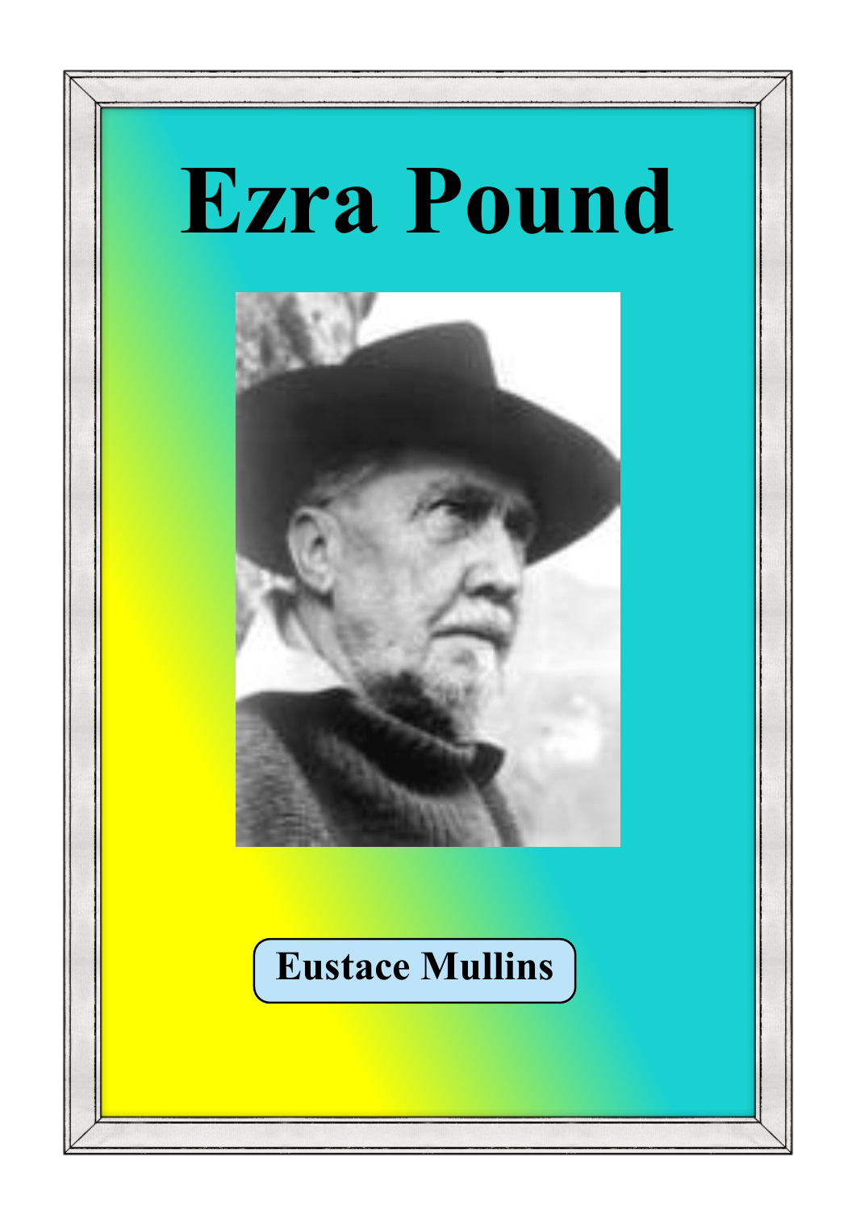# Ezra Pound

**Eustace Mullins**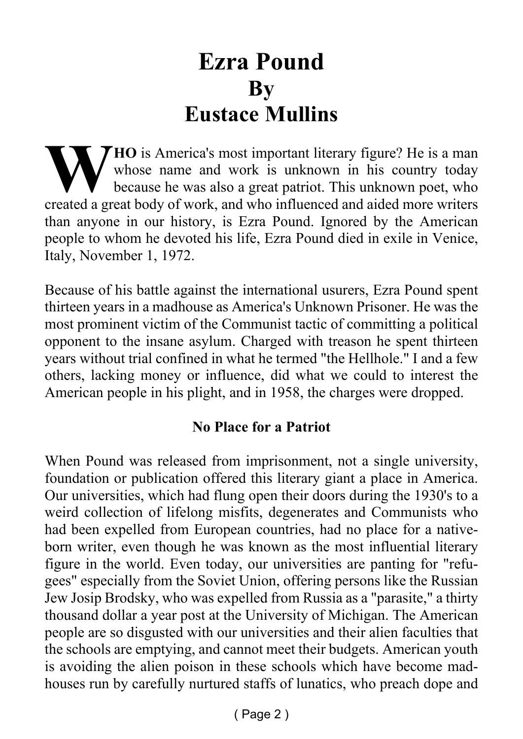# Ezra Pound
# By
# Eustace Mullins

**WHO** is America's most important literary figure? He is a man whose name and work is unknown in his country today because he was also a great patriot. This unknown poet, who created a great body of work, and who influenced and aided more writers than anyone in our history, is Ezra Pound. Ignored by the American people to whom he devoted his life, Ezra Pound died in exile in Venice, Italy, November 1, 1972.

Because of his battle against the international usurers, Ezra Pound spent thirteen years in a madhouse as America's Unknown Prisoner. He was the most prominent victim of the Communist tactic of committing a political opponent to the insane asylum. Charged with treason he spent thirteen years without trial confined in what he termed "the Hellhole." I and a few others, lacking money or influence, did what we could to interest the American people in his plight, and in 1958, the charges were dropped.

### No Place for a Patriot

When Pound was released from imprisonment, not a single university, foundation or publication offered this literary giant a place in America. Our universities, which had flung open their doors during the 1930's to a weird collection of lifelong misfits, degenerates and Communists who had been expelled from European countries, had no place for a native-born writer, even though he was known as the most influential literary figure in the world. Even today, our universities are panting for "refugees" especially from the Soviet Union, offering persons like the Russian Jew Josip Brodsky, who was expelled from Russia as a "parasite," a thirty thousand dollar a year post at the University of Michigan. The American people are so disgusted with our universities and their alien faculties that the schools are emptying, and cannot meet their budgets. American youth is avoiding the alien poison in these schools which have become madhouses run by carefully nurtured staffs of lunatics, who preach dope and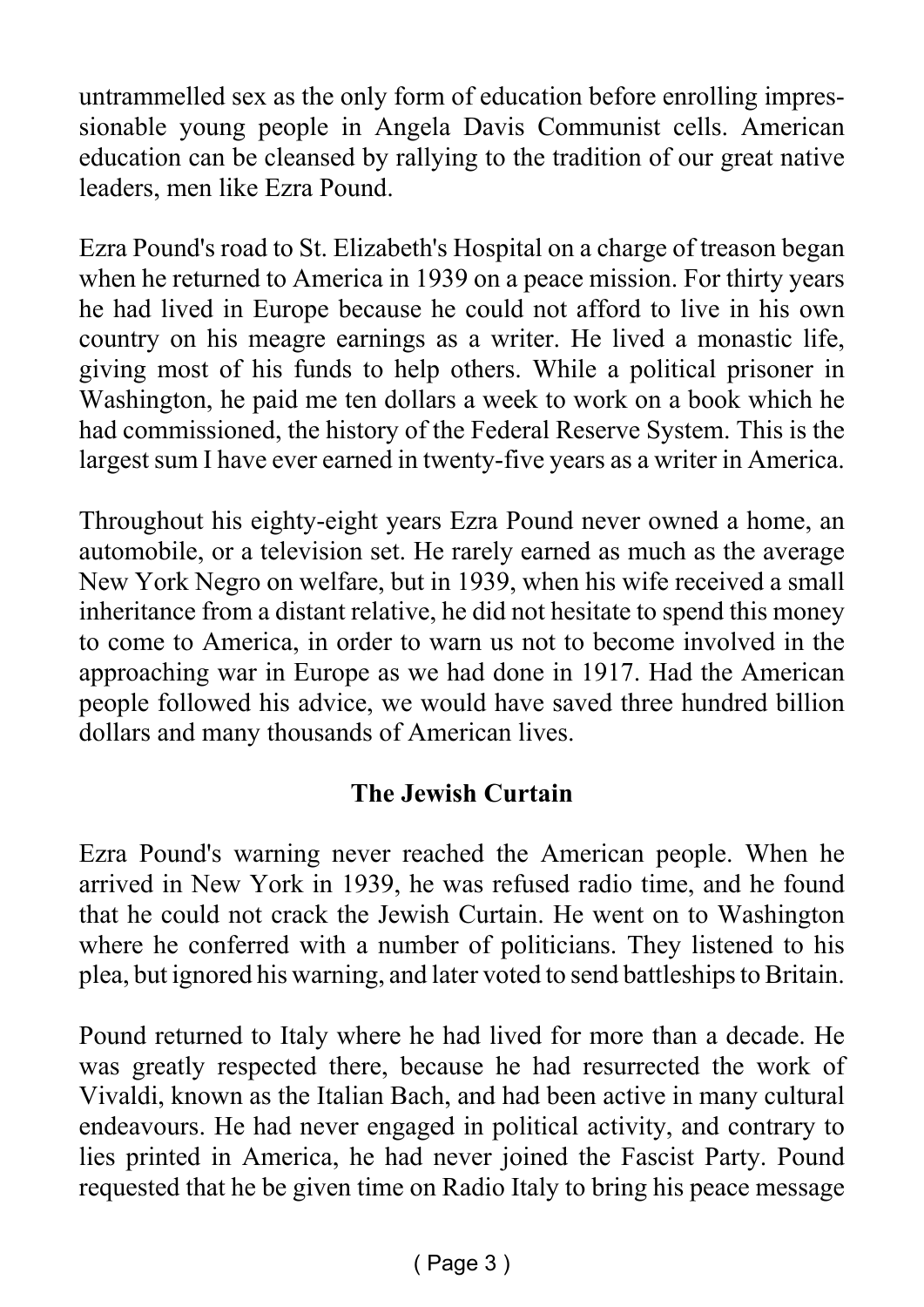untrammelled sex as the only form of education before enrolling impressionable young people in Angela Davis Communist cells. American education can be cleansed by rallying to the tradition of our great native leaders, men like Ezra Pound.

Ezra Pound's road to St. Elizabeth's Hospital on a charge of treason began when he returned to America in 1939 on a peace mission. For thirty years he had lived in Europe because he could not afford to live in his own country on his meagre earnings as a writer. He lived a monastic life, giving most of his funds to help others. While a political prisoner in Washington, he paid me ten dollars a week to work on a book which he had commissioned, the history of the Federal Reserve System. This is the largest sum I have ever earned in twenty-five years as a writer in America.

Throughout his eighty-eight years Ezra Pound never owned a home, an automobile, or a television set. He rarely earned as much as the average New York Negro on welfare, but in 1939, when his wife received a small inheritance from a distant relative, he did not hesitate to spend this money to come to America, in order to warn us not to become involved in the approaching war in Europe as we had done in 1917. Had the American people followed his advice, we would have saved three hundred billion dollars and many thousands of American lives.

## The Jewish Curtain

Ezra Pound's warning never reached the American people. When he arrived in New York in 1939, he was refused radio time, and he found that he could not crack the Jewish Curtain. He went on to Washington where he conferred with a number of politicians. They listened to his plea, but ignored his warning, and later voted to send battleships to Britain.

Pound returned to Italy where he had lived for more than a decade. He was greatly respected there, because he had resurrected the work of Vivaldi, known as the Italian Bach, and had been active in many cultural endeavours. He had never engaged in political activity, and contrary to lies printed in America, he had never joined the Fascist Party. Pound requested that he be given time on Radio Italy to bring his peace message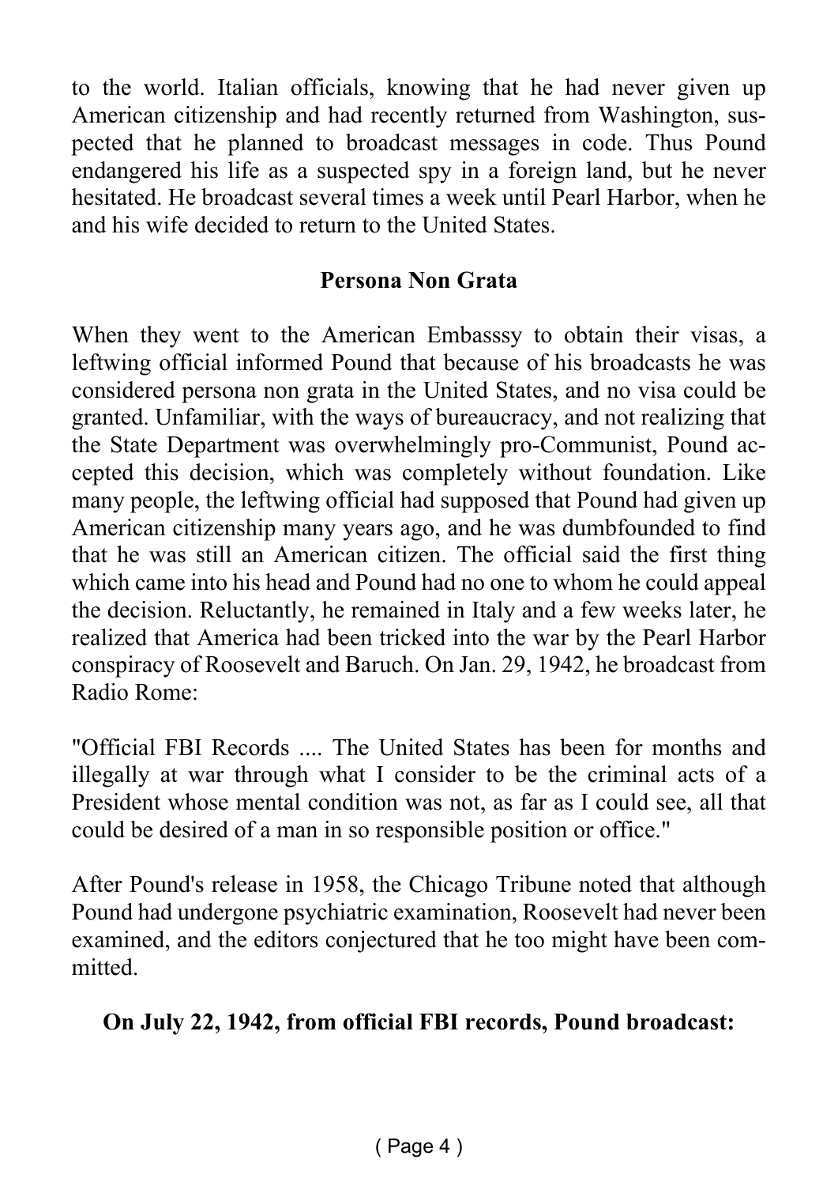to the world. Italian officials, knowing that he had never given up American citizenship and had recently returned from Washington, suspected that he planned to broadcast messages in code. Thus Pound endangered his life as a suspected spy in a foreign land, but he never hesitated. He broadcast several times a week until Pearl Harbor, when he and his wife decided to return to the United States.

## Persona Non Grata

When they went to the American Embasssy to obtain their visas, a leftwing official informed Pound that because of his broadcasts he was considered persona non grata in the United States, and no visa could be granted. Unfamiliar, with the ways of bureaucracy, and not realizing that the State Department was overwhelmingly pro-Communist, Pound accepted this decision, which was completely without foundation. Like many people, the leftwing official had supposed that Pound had given up American citizenship many years ago, and he was dumbfounded to find that he was still an American citizen. The official said the first thing which came into his head and Pound had no one to whom he could appeal the decision. Reluctantly, he remained in Italy and a few weeks later, he realized that America had been tricked into the war by the Pearl Harbor conspiracy of Roosevelt and Baruch. On Jan. 29, 1942, he broadcast from Radio Rome:

"Official FBI Records .... The United States has been for months and illegally at war through what I consider to be the criminal acts of a President whose mental condition was not, as far as I could see, all that could be desired of a man in so responsible position or office."

After Pound's release in 1958, the Chicago Tribune noted that although Pound had undergone psychiatric examination, Roosevelt had never been examined, and the editors conjectured that he too might have been committed.

**On July 22, 1942, from official FBI records, Pound broadcast:**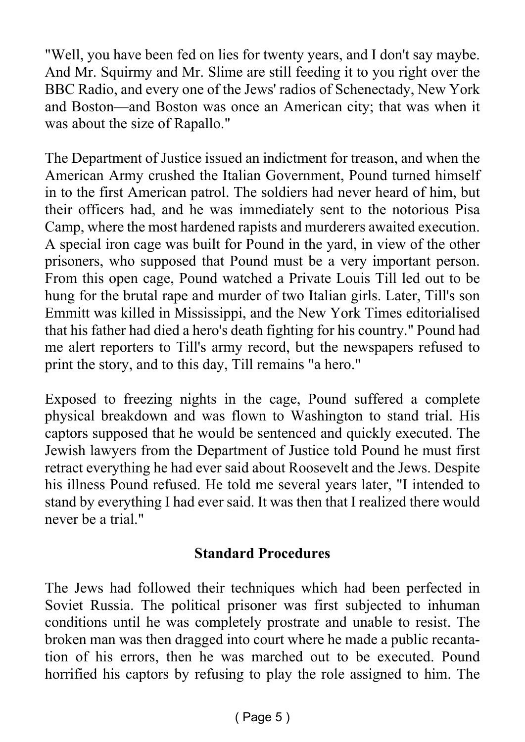"Well, you have been fed on lies for twenty years, and I don't say maybe. And Mr. Squirmy and Mr. Slime are still feeding it to you right over the BBC Radio, and every one of the Jews' radios of Schenectady, New York and Boston—and Boston was once an American city; that was when it was about the size of Rapallo."

The Department of Justice issued an indictment for treason, and when the American Army crushed the Italian Government, Pound turned himself in to the first American patrol. The soldiers had never heard of him, but their officers had, and he was immediately sent to the notorious Pisa Camp, where the most hardened rapists and murderers awaited execution. A special iron cage was built for Pound in the yard, in view of the other prisoners, who supposed that Pound must be a very important person. From this open cage, Pound watched a Private Louis Till led out to be hung for the brutal rape and murder of two Italian girls. Later, Till's son Emmitt was killed in Mississippi, and the New York Times editorialised that his father had died a hero's death fighting for his country." Pound had me alert reporters to Till's army record, but the newspapers refused to print the story, and to this day, Till remains "a hero."

Exposed to freezing nights in the cage, Pound suffered a complete physical breakdown and was flown to Washington to stand trial. His captors supposed that he would be sentenced and quickly executed. The Jewish lawyers from the Department of Justice told Pound he must first retract everything he had ever said about Roosevelt and the Jews. Despite his illness Pound refused. He told me several years later, "I intended to stand by everything I had ever said. It was then that I realized there would never be a trial."

## Standard Procedures

The Jews had followed their techniques which had been perfected in Soviet Russia. The political prisoner was first subjected to inhuman conditions until he was completely prostrate and unable to resist. The broken man was then dragged into court where he made a public recantation of his errors, then he was marched out to be executed. Pound horrified his captors by refusing to play the role assigned to him. The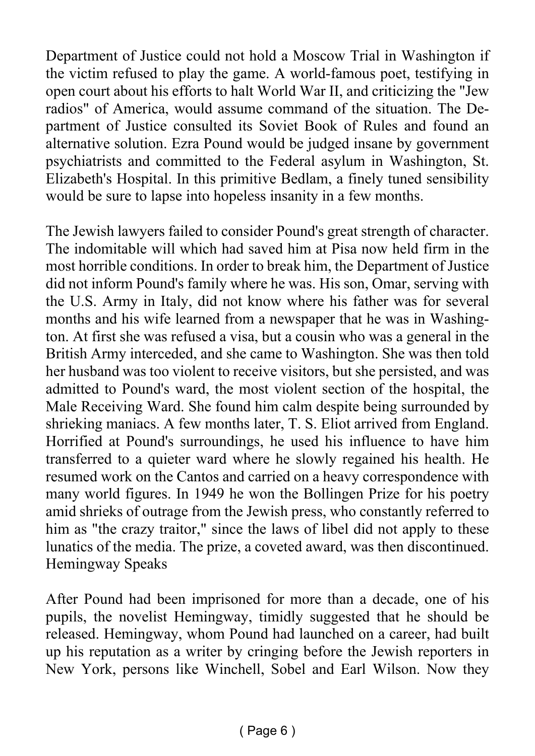Department of Justice could not hold a Moscow Trial in Washington if the victim refused to play the game. A world-famous poet, testifying in open court about his efforts to halt World War II, and criticizing the "Jew radios" of America, would assume command of the situation. The Department of Justice consulted its Soviet Book of Rules and found an alternative solution. Ezra Pound would be judged insane by government psychiatrists and committed to the Federal asylum in Washington, St. Elizabeth's Hospital. In this primitive Bedlam, a finely tuned sensibility would be sure to lapse into hopeless insanity in a few months.

The Jewish lawyers failed to consider Pound's great strength of character. The indomitable will which had saved him at Pisa now held firm in the most horrible conditions. In order to break him, the Department of Justice did not inform Pound's family where he was. His son, Omar, serving with the U.S. Army in Italy, did not know where his father was for several months and his wife learned from a newspaper that he was in Washington. At first she was refused a visa, but a cousin who was a general in the British Army interceded, and she came to Washington. She was then told her husband was too violent to receive visitors, but she persisted, and was admitted to Pound's ward, the most violent section of the hospital, the Male Receiving Ward. She found him calm despite being surrounded by shrieking maniacs. A few months later, T. S. Eliot arrived from England. Horrified at Pound's surroundings, he used his influence to have him transferred to a quieter ward where he slowly regained his health. He resumed work on the Cantos and carried on a heavy correspondence with many world figures. In 1949 he won the Bollingen Prize for his poetry amid shrieks of outrage from the Jewish press, who constantly referred to him as "the crazy traitor," since the laws of libel did not apply to these lunatics of the media. The prize, a coveted award, was then discontinued.

## Hemingway Speaks

After Pound had been imprisoned for more than a decade, one of his pupils, the novelist Hemingway, timidly suggested that he should be released. Hemingway, whom Pound had launched on a career, had built up his reputation as a writer by cringing before the Jewish reporters in New York, persons like Winchell, Sobel and Earl Wilson. Now they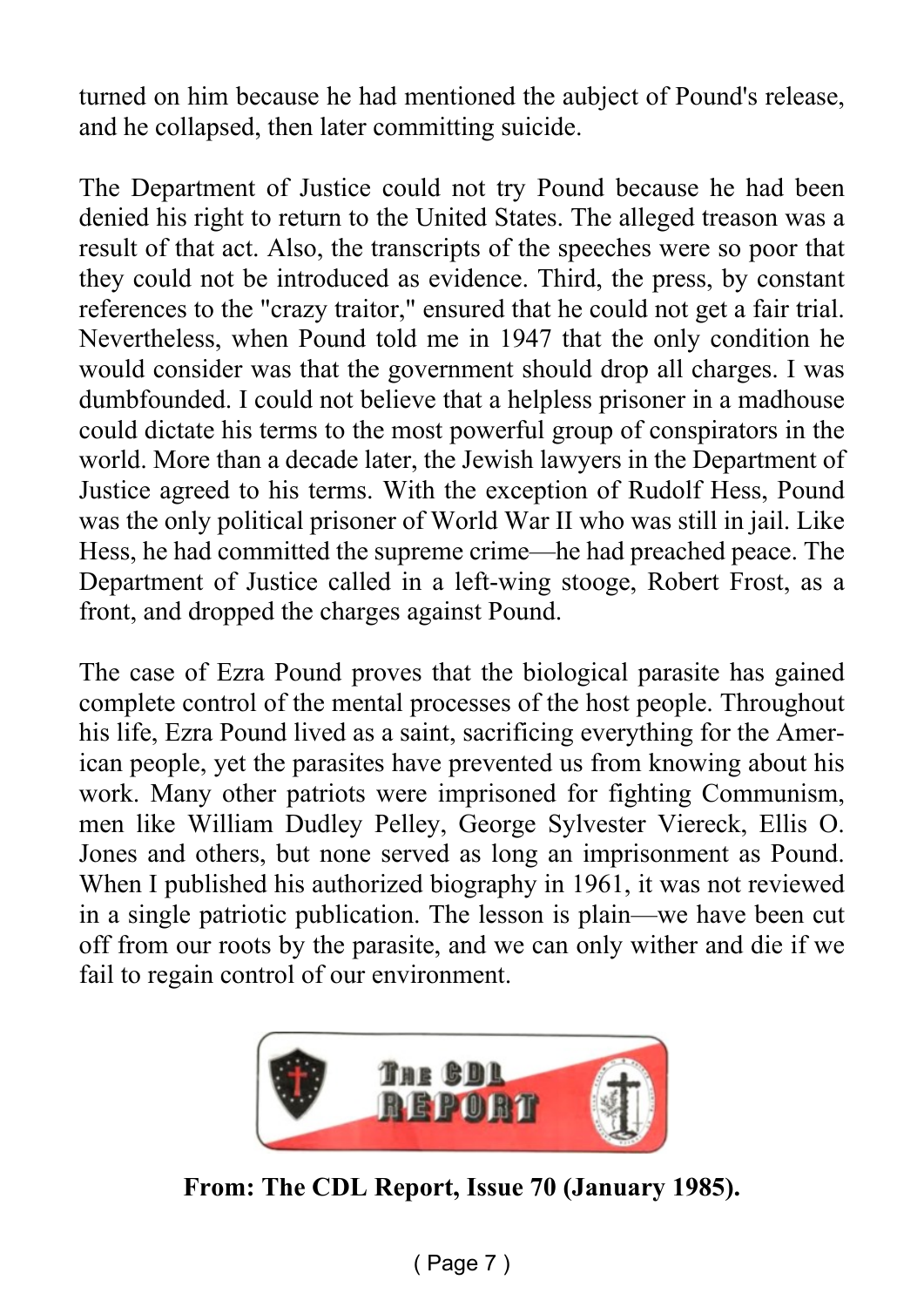turned on him because he had mentioned the aubject of Pound's release, and he collapsed, then later committing suicide.

The Department of Justice could not try Pound because he had been denied his right to return to the United States. The alleged treason was a result of that act. Also, the transcripts of the speeches were so poor that they could not be introduced as evidence. Third, the press, by constant references to the "crazy traitor," ensured that he could not get a fair trial. Nevertheless, when Pound told me in 1947 that the only condition he would consider was that the government should drop all charges. I was dumbfounded. I could not believe that a helpless prisoner in a madhouse could dictate his terms to the most powerful group of conspirators in the world. More than a decade later, the Jewish lawyers in the Department of Justice agreed to his terms. With the exception of Rudolf Hess, Pound was the only political prisoner of World War II who was still in jail. Like Hess, he had committed the supreme crime—he had preached peace. The Department of Justice called in a left-wing stooge, Robert Frost, as a front, and dropped the charges against Pound.

The case of Ezra Pound proves that the biological parasite has gained complete control of the mental processes of the host people. Throughout his life, Ezra Pound lived as a saint, sacrificing everything for the American people, yet the parasites have prevented us from knowing about his work. Many other patriots were imprisoned for fighting Communism, men like William Dudley Pelley, George Sylvester Viereck, Ellis O. Jones and others, but none served as long an imprisonment as Pound. When I published his authorized biography in 1961, it was not reviewed in a single patriotic publication. The lesson is plain—we have been cut off from our roots by the parasite, and we can only wither and die if we fail to regain control of our environment.

The CDL Report

**From: The CDL Report, Issue 70 (January 1985).**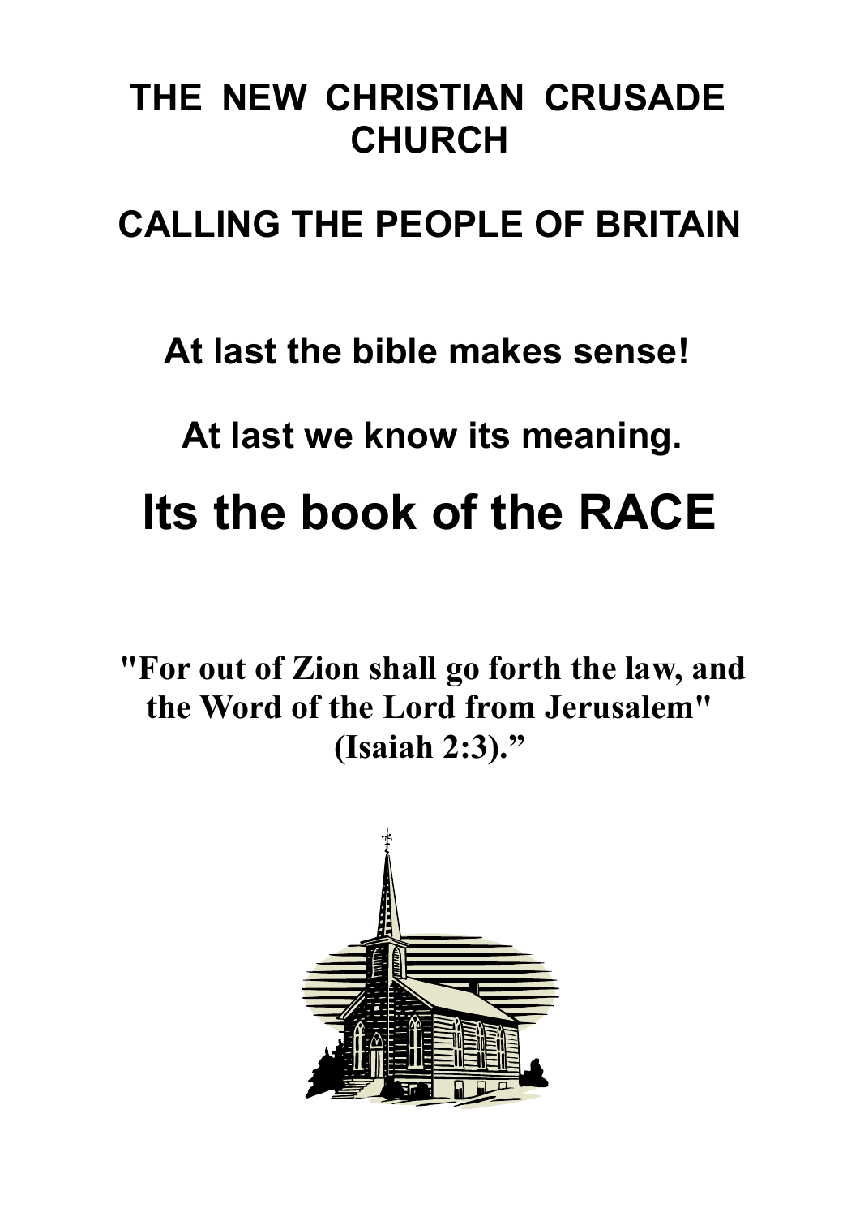# THE NEW CHRISTIAN CRUSADE CHURCH

## CALLING THE PEOPLE OF BRITAIN

**At last the bible makes sense!**

**At last we know its meaning.**

# Its the book of the RACE

**"For out of Zion shall go forth the law, and the Word of the Lord from Jerusalem" (Isaiah 2:3)."**